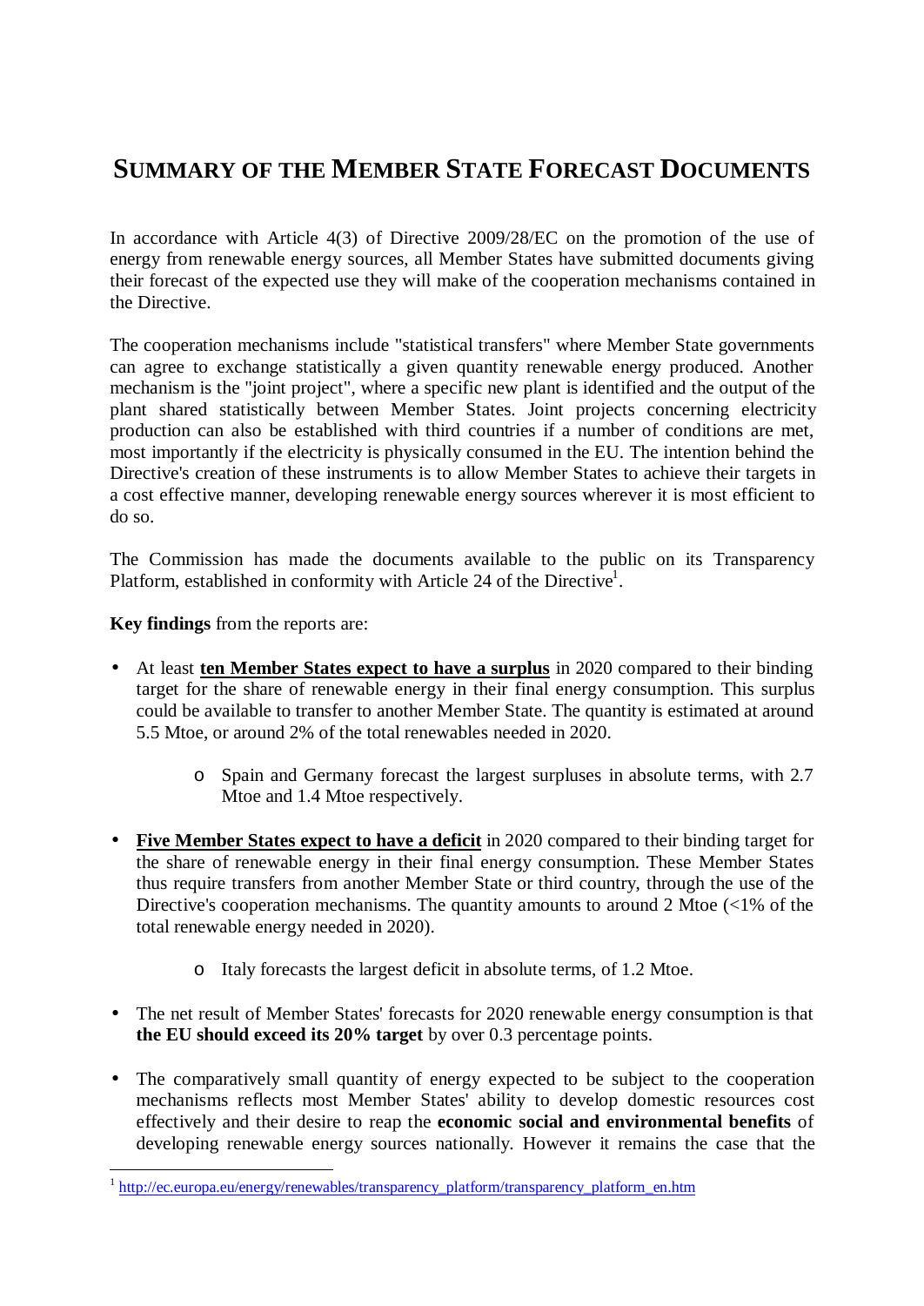# SUMMARY OF THE MEMBER STATE FORECAST DOCUMENTS

In accordance with Article 4(3) of Directive 2009/28/EC on the promotion of the use of energy from renewable energy sources, all Member States have submitted documents giving their forecast of the expected use they will make of the cooperation mechanisms contained in the Directive.

The cooperation mechanisms include "statistical transfers" where Member State governments can agree to exchange statistically a given quantity renewable energy produced. Another mechanism is the "joint project", where a specific new plant is identified and the output of the plant shared statistically between Member States. Joint projects concerning electricity production can also be established with third countries if a number of conditions are met, most importantly if the electricity is physically consumed in the EU. The intention behind the Directive's creation of these instruments is to allow Member States to achieve their targets in a cost effective manner, developing renewable energy sources wherever it is most efficient to do so.

The Commission has made the documents available to the public on its Transparency Platform, established in conformity with Article 24 of the Directive[1].

**Key findings** from the reports are:

- At least **ten Member States expect to have a surplus** in 2020 compared to their binding target for the share of renewable energy in their final energy consumption. This surplus could be available to transfer to another Member State. The quantity is estimated at around 5.5 Mtoe, or around 2% of the total renewables needed in 2020.
    - Spain and Germany forecast the largest surpluses in absolute terms, with 2.7 Mtoe and 1.4 Mtoe respectively.
- **Five Member States expect to have a deficit** in 2020 compared to their binding target for the share of renewable energy in their final energy consumption. These Member States thus require transfers from another Member State or third country, through the use of the Directive's cooperation mechanisms. The quantity amounts to around 2 Mtoe (<1% of the total renewable energy needed in 2020).
    - Italy forecasts the largest deficit in absolute terms, of 1.2 Mtoe.
- The net result of Member States' forecasts for 2020 renewable energy consumption is that **the EU should exceed its 20% target** by over 0.3 percentage points.
- The comparatively small quantity of energy expected to be subject to the cooperation mechanisms reflects most Member States' ability to develop domestic resources cost effectively and their desire to reap the **economic social and environmental benefits** of developing renewable energy sources nationally. However it remains the case that the

[1] http://ec.europa.eu/energy/renewables/transparency_platform/transparency_platform_en.htm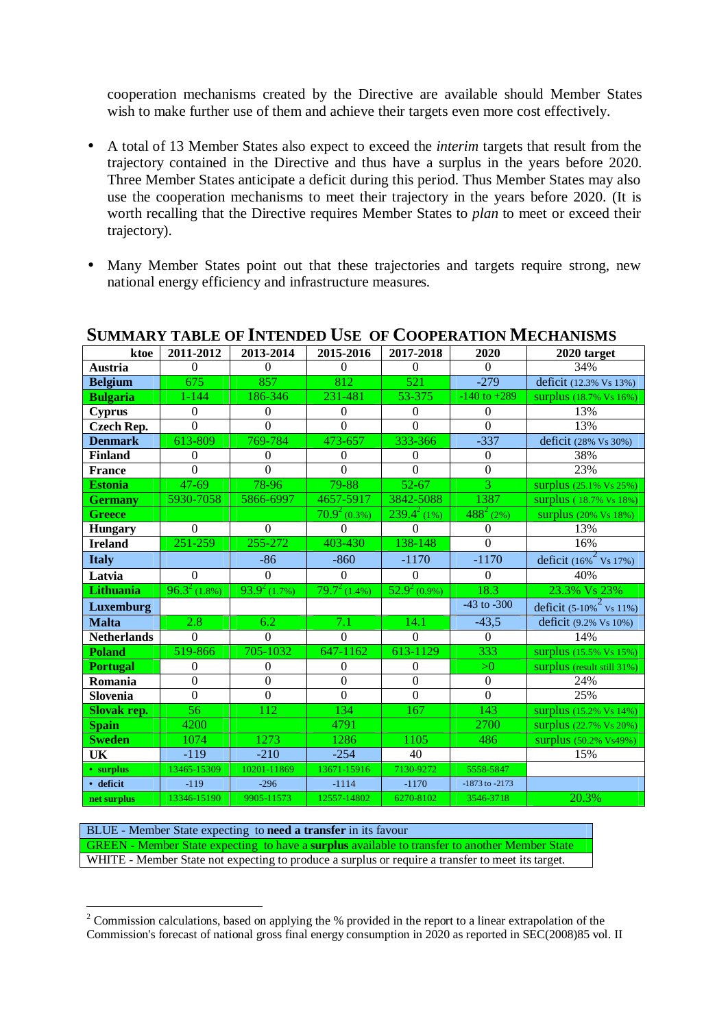cooperation mechanisms created by the Directive are available should Member States wish to make further use of them and achieve their targets even more cost effectively.

- A total of 13 Member States also expect to exceed the *interim* targets that result from the trajectory contained in the Directive and thus have a surplus in the years before 2020. Three Member States anticipate a deficit during this period. Thus Member States may also use the cooperation mechanisms to meet their trajectory in the years before 2020. (It is worth recalling that the Directive requires Member States to *plan* to meet or exceed their trajectory).

- Many Member States point out that these trajectories and targets require strong, new national energy efficiency and infrastructure measures.

## SUMMARY TABLE OF INTENDED USE OF COOPERATION MECHANISMS

| ktoe | 2011-2012 | 2013-2014 | 2015-2016 | 2017-2018 | 2020 | 2020 target |
|---|---|---|---|---|---|---|
| **Austria** | 0 | 0 | 0 | 0 | 0 | 34% |
| **Belgium** | 675 | 857 | 812 | 521 | -279 | deficit (12.3% Vs 13%) |
| **Bulgaria** | 1-144 | 186-346 | 231-481 | 53-375 | -140 to +289 | surplus (18.7% Vs 16%) |
| **Cyprus** | 0 | 0 | 0 | 0 | 0 | 13% |
| **Czech Rep.** | 0 | 0 | 0 | 0 | 0 | 13% |
| **Denmark** | 613-809 | 769-784 | 473-657 | 333-366 | -337 | deficit (28% Vs 30%) |
| **Finland** | 0 | 0 | 0 | 0 | 0 | 38% |
| **France** | 0 | 0 | 0 | 0 | 0 | 23% |
| **Estonia** | 47-69 | 78-96 | 79-88 | 52-67 | 3 | surplus (25.1% Vs 25%) |
| **Germany** | 5930-7058 | 5866-6997 | 4657-5917 | 3842-5088 | 1387 | surplus ( 18.7% Vs 18%) |
| **Greece** | | | 70.9[2] (0.3%) | 239.4[2] (1%) | 488[2] (2%) | surplus (20% Vs 18%) |
| **Hungary** | 0 | 0 | 0 | 0 | 0 | 13% |
| **Ireland** | 251-259 | 255-272 | 403-430 | 138-148 | 0 | 16% |
| **Italy** | | -86 | -860 | -1170 | -1170 | deficit (16%[2] Vs 17%) |
| **Latvia** | 0 | 0 | 0 | 0 | 0 | 40% |
| **Lithuania** | 96.3[2] (1.8%) | 93.9[2] (1.7%) | 79.7[2] (1.4%) | 52.9[2] (0.9%) | 18.3 | 23.3% Vs 23% |
| **Luxemburg** | | | | | -43 to -300 | deficit (5-10%[2] Vs 11%) |
| **Malta** | 2.8 | 6.2 | 7.1 | 14.1 | -43,5 | deficit (9.2% Vs 10%) |
| **Netherlands** | 0 | 0 | 0 | 0 | 0 | 14% |
| **Poland** | 519-866 | 705-1032 | 647-1162 | 613-1129 | 333 | surplus (15.5% Vs 15%) |
| **Portugal** | 0 | 0 | 0 | 0 | >0 | surplus (result still 31%) |
| **Romania** | 0 | 0 | 0 | 0 | 0 | 24% |
| **Slovenia** | 0 | 0 | 0 | 0 | 0 | 25% |
| **Slovak rep.** | 56 | 112 | 134 | 167 | 143 | surplus (15.2% Vs 14%) |
| **Spain** | 4200 | | 4791 | | 2700 | surplus (22.7% Vs 20%) |
| **Sweden** | 1074 | 1273 | 1286 | 1105 | 486 | surplus (50.2% Vs49%) |
| **UK** | -119 | -210 | -254 | 40 | | 15% |
| • **surplus** | 13465-15309 | 10201-11869 | 13671-15916 | 7130-9272 | 5558-5847 | |
| • **deficit** | -119 | -296 | -1114 | -1170 | -1873 to -2173 | |
| **net surplus** | 13346-15190 | 9905-11573 | 12557-14802 | 6270-8102 | 3546-3718 | 20.3% |

| |
|---|
| BLUE - Member State expecting to **need a transfer** in its favour |
| GREEN - Member State expecting to have a **surplus** available to transfer to another Member State |
| WHITE - Member State not expecting to produce a surplus or require a transfer to meet its target. |

[2] Commission calculations, based on applying the % provided in the report to a linear extrapolation of the Commission's forecast of national gross final energy consumption in 2020 as reported in SEC(2008)85 vol. II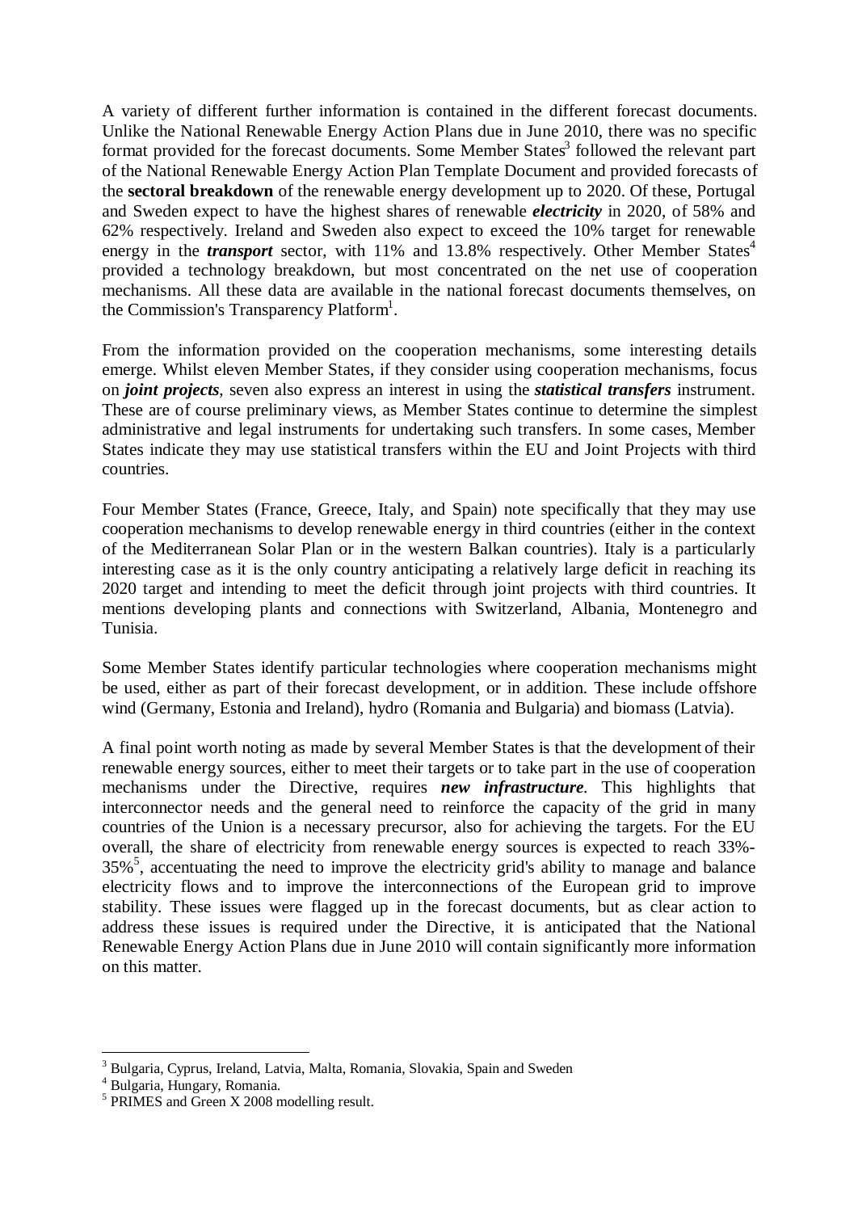A variety of different further information is contained in the different forecast documents. Unlike the National Renewable Energy Action Plans due in June 2010, there was no specific format provided for the forecast documents. Some Member States[3] followed the relevant part of the National Renewable Energy Action Plan Template Document and provided forecasts of the **sectoral breakdown** of the renewable energy development up to 2020. Of these, Portugal and Sweden expect to have the highest shares of renewable ***electricity*** in 2020, of 58% and 62% respectively. Ireland and Sweden also expect to exceed the 10% target for renewable energy in the ***transport*** sector, with 11% and 13.8% respectively. Other Member States[4] provided a technology breakdown, but most concentrated on the net use of cooperation mechanisms. All these data are available in the national forecast documents themselves, on the Commission's Transparency Platform[1].

From the information provided on the cooperation mechanisms, some interesting details emerge. Whilst eleven Member States, if they consider using cooperation mechanisms, focus on ***joint projects***, seven also express an interest in using the ***statistical transfers*** instrument. These are of course preliminary views, as Member States continue to determine the simplest administrative and legal instruments for undertaking such transfers. In some cases, Member States indicate they may use statistical transfers within the EU and Joint Projects with third countries.

Four Member States (France, Greece, Italy, and Spain) note specifically that they may use cooperation mechanisms to develop renewable energy in third countries (either in the context of the Mediterranean Solar Plan or in the western Balkan countries). Italy is a particularly interesting case as it is the only country anticipating a relatively large deficit in reaching its 2020 target and intending to meet the deficit through joint projects with third countries. It mentions developing plants and connections with Switzerland, Albania, Montenegro and Tunisia.

Some Member States identify particular technologies where cooperation mechanisms might be used, either as part of their forecast development, or in addition. These include offshore wind (Germany, Estonia and Ireland), hydro (Romania and Bulgaria) and biomass (Latvia).

A final point worth noting as made by several Member States is that the development of their renewable energy sources, either to meet their targets or to take part in the use of cooperation mechanisms under the Directive, requires ***new infrastructure***. This highlights that interconnector needs and the general need to reinforce the capacity of the grid in many countries of the Union is a necessary precursor, also for achieving the targets. For the EU overall, the share of electricity from renewable energy sources is expected to reach 33%-35%[5], accentuating the need to improve the electricity grid's ability to manage and balance electricity flows and to improve the interconnections of the European grid to improve stability. These issues were flagged up in the forecast documents, but as clear action to address these issues is required under the Directive, it is anticipated that the National Renewable Energy Action Plans due in June 2010 will contain significantly more information on this matter.

---

[3] Bulgaria, Cyprus, Ireland, Latvia, Malta, Romania, Slovakia, Spain and Sweden

[4] Bulgaria, Hungary, Romania.

[5] PRIMES and Green X 2008 modelling result.